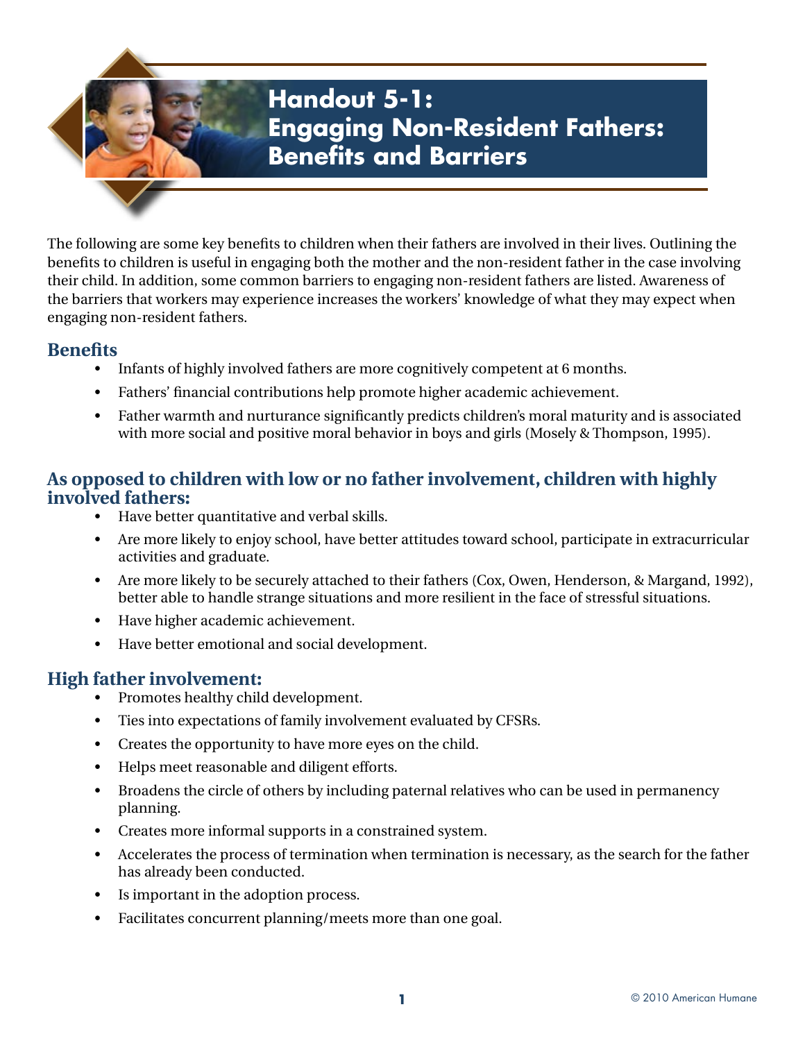# Handout 5-1: Engaging Non-Resident Fathers: Benefits and Barriers

The following are some key benefits to children when their fathers are involved in their lives. Outlining the benefits to children is useful in engaging both the mother and the non-resident father in the case involving their child. In addition, some common barriers to engaging non-resident fathers are listed. Awareness of the barriers that workers may experience increases the workers' knowledge of what they may expect when engaging non-resident fathers.

## Benefits

- Infants of highly involved fathers are more cognitively competent at 6 months.
- Fathers' financial contributions help promote higher academic achievement.
- Father warmth and nurturance significantly predicts children's moral maturity and is associated with more social and positive moral behavior in boys and girls (Mosely & Thompson, 1995).

## As opposed to children with low or no father involvement, children with highly involved fathers:

- Have better quantitative and verbal skills.
- Are more likely to enjoy school, have better attitudes toward school, participate in extracurricular activities and graduate.
- Are more likely to be securely attached to their fathers (Cox, Owen, Henderson, & Margand, 1992), better able to handle strange situations and more resilient in the face of stressful situations.
- Have higher academic achievement.
- Have better emotional and social development.

## High father involvement:

- Promotes healthy child development.
- Ties into expectations of family involvement evaluated by CFSRs.
- Creates the opportunity to have more eyes on the child.
- Helps meet reasonable and diligent efforts.
- Broadens the circle of others by including paternal relatives who can be used in permanency planning.
- Creates more informal supports in a constrained system.
- Accelerates the process of termination when termination is necessary, as the search for the father has already been conducted.
- Is important in the adoption process.
- Facilitates concurrent planning/meets more than one goal.

© 2010 American Humane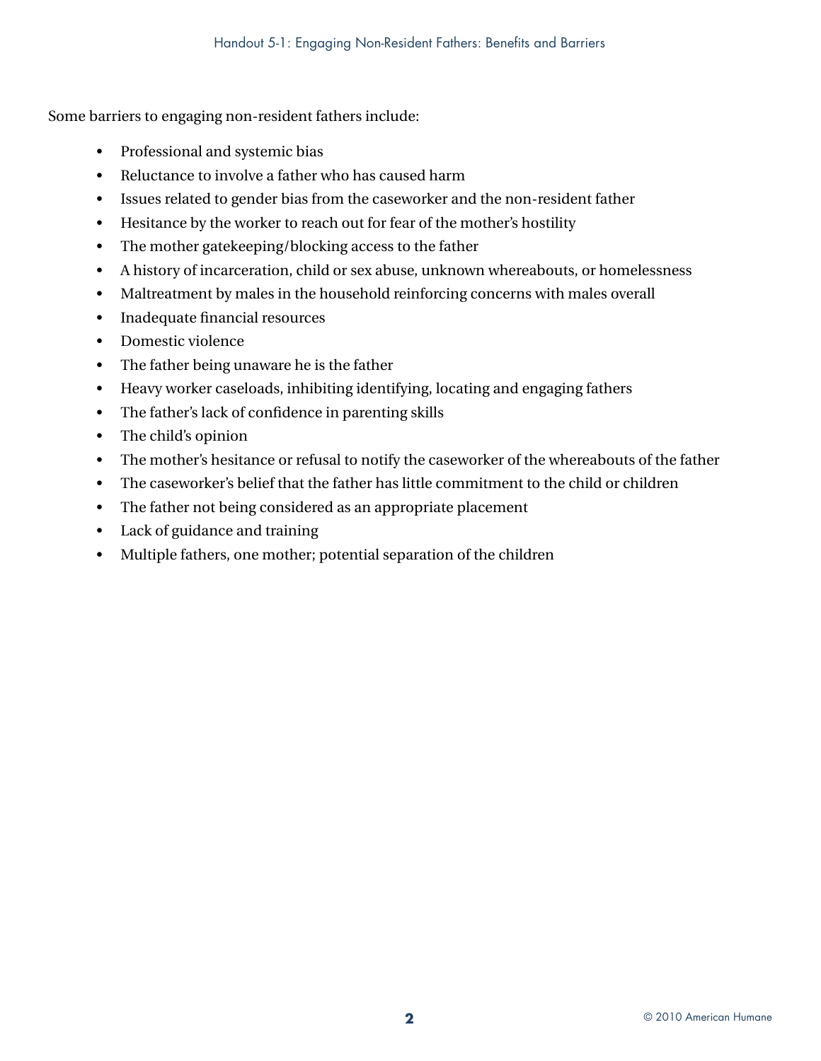Some barriers to engaging non-resident fathers include:

- Professional and systemic bias
- Reluctance to involve a father who has caused harm
- Issues related to gender bias from the caseworker and the non-resident father
- Hesitance by the worker to reach out for fear of the mother's hostility
- The mother gatekeeping/blocking access to the father
- A history of incarceration, child or sex abuse, unknown whereabouts, or homelessness
- Maltreatment by males in the household reinforcing concerns with males overall
- Inadequate financial resources
- Domestic violence
- The father being unaware he is the father
- Heavy worker caseloads, inhibiting identifying, locating and engaging fathers
- The father's lack of confidence in parenting skills
- The child's opinion
- The mother's hesitance or refusal to notify the caseworker of the whereabouts of the father
- The caseworker's belief that the father has little commitment to the child or children
- The father not being considered as an appropriate placement
- Lack of guidance and training
- Multiple fathers, one mother; potential separation of the children